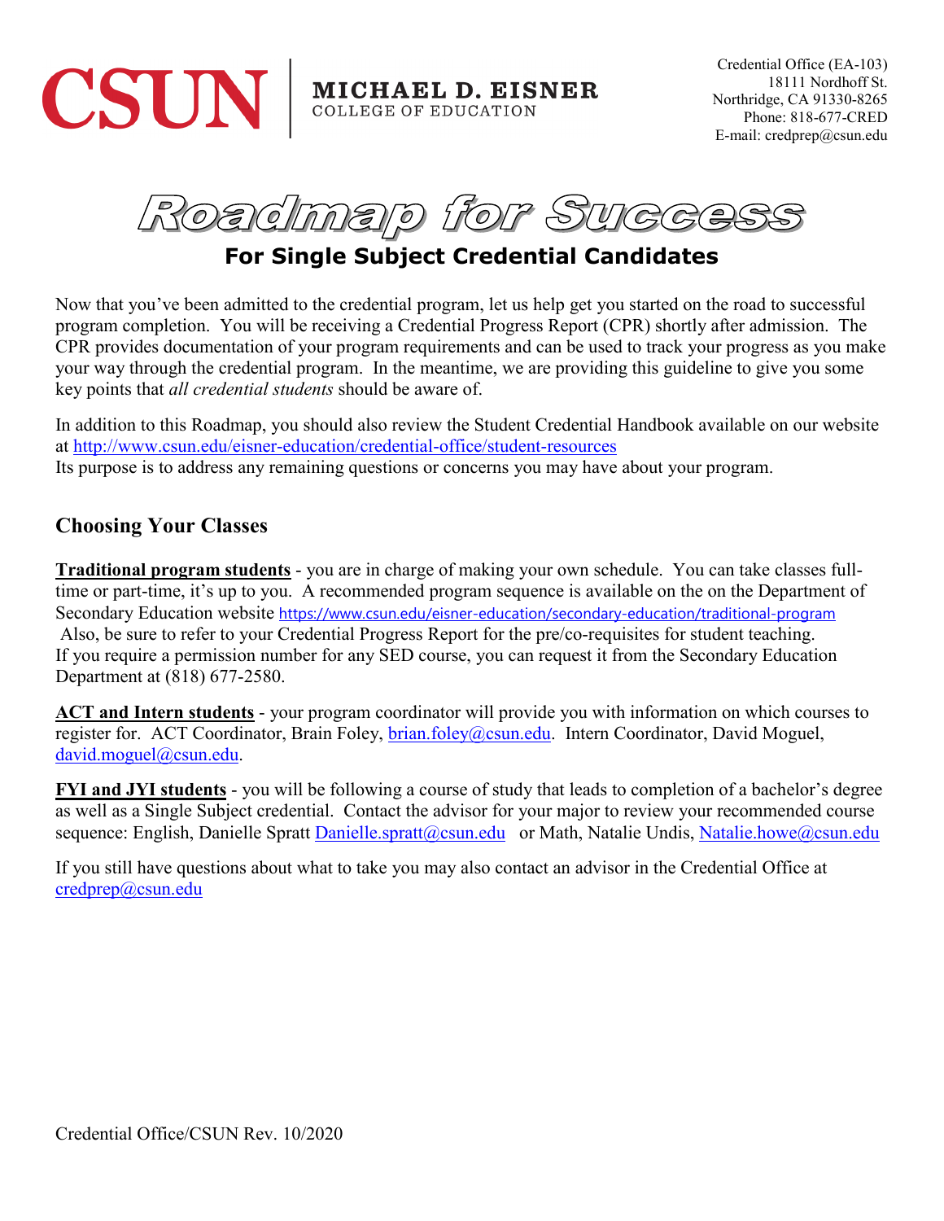CSUN | MICHAEL D. EISNER COLLEGE OF EDUCATION

Credential Office (EA-103)
18111 Nordhoff St.
Northridge, CA 91330-8265
Phone: 818-677-CRED
E-mail: credprep@csun.edu

# Roadmap for Success

## For Single Subject Credential Candidates

Now that you've been admitted to the credential program, let us help get you started on the road to successful program completion. You will be receiving a Credential Progress Report (CPR) shortly after admission. The CPR provides documentation of your program requirements and can be used to track your progress as you make your way through the credential program. In the meantime, we are providing this guideline to give you some key points that *all credential students* should be aware of.

In addition to this Roadmap, you should also review the Student Credential Handbook available on our website at http://www.csun.edu/eisner-education/credential-office/student-resources
Its purpose is to address any remaining questions or concerns you may have about your program.

### Choosing Your Classes

**Traditional program students** - you are in charge of making your own schedule. You can take classes full-time or part-time, it's up to you. A recommended program sequence is available on the on the Department of Secondary Education website https://www.csun.edu/eisner-education/secondary-education/traditional-program
Also, be sure to refer to your Credential Progress Report for the pre/co-requisites for student teaching. If you require a permission number for any SED course, you can request it from the Secondary Education Department at (818) 677-2580.

**ACT and Intern students** - your program coordinator will provide you with information on which courses to register for. ACT Coordinator, Brain Foley, brian.foley@csun.edu. Intern Coordinator, David Moguel, david.moguel@csun.edu.

**FYI and JYI students** - you will be following a course of study that leads to completion of a bachelor's degree as well as a Single Subject credential. Contact the advisor for your major to review your recommended course sequence: English, Danielle Spratt Danielle.spratt@csun.edu or Math, Natalie Undis, Natalie.howe@csun.edu

If you still have questions about what to take you may also contact an advisor in the Credential Office at credprep@csun.edu

Credential Office/CSUN Rev. 10/2020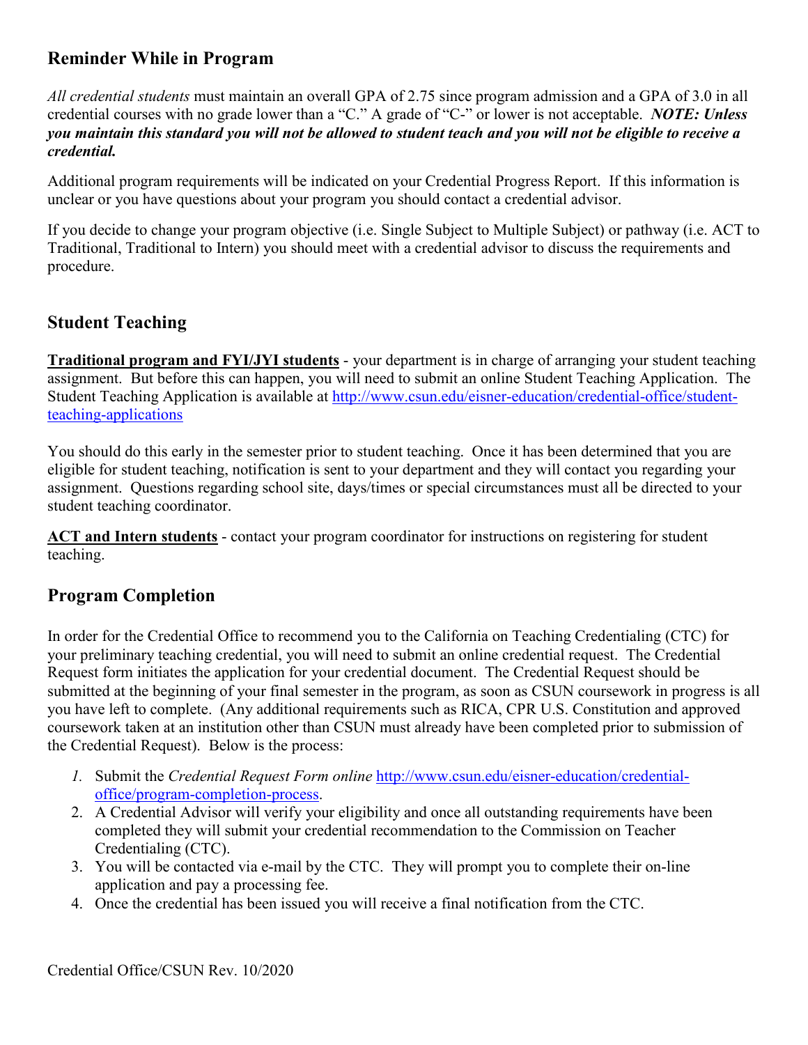## Reminder While in Program

*All credential students* must maintain an overall GPA of 2.75 since program admission and a GPA of 3.0 in all credential courses with no grade lower than a "C." A grade of "C-" or lower is not acceptable. ***NOTE: Unless you maintain this standard you will not be allowed to student teach and you will not be eligible to receive a credential.***

Additional program requirements will be indicated on your Credential Progress Report. If this information is unclear or you have questions about your program you should contact a credential advisor.

If you decide to change your program objective (i.e. Single Subject to Multiple Subject) or pathway (i.e. ACT to Traditional, Traditional to Intern) you should meet with a credential advisor to discuss the requirements and procedure.

## Student Teaching

**Traditional program and FYI/JYI students** - your department is in charge of arranging your student teaching assignment. But before this can happen, you will need to submit an online Student Teaching Application. The Student Teaching Application is available at http://www.csun.edu/eisner-education/credential-office/student-teaching-applications

You should do this early in the semester prior to student teaching. Once it has been determined that you are eligible for student teaching, notification is sent to your department and they will contact you regarding your assignment. Questions regarding school site, days/times or special circumstances must all be directed to your student teaching coordinator.

**ACT and Intern students** - contact your program coordinator for instructions on registering for student teaching.

## Program Completion

In order for the Credential Office to recommend you to the California on Teaching Credentialing (CTC) for your preliminary teaching credential, you will need to submit an online credential request. The Credential Request form initiates the application for your credential document. The Credential Request should be submitted at the beginning of your final semester in the program, as soon as CSUN coursework in progress is all you have left to complete. (Any additional requirements such as RICA, CPR U.S. Constitution and approved coursework taken at an institution other than CSUN must already have been completed prior to submission of the Credential Request). Below is the process:

1. Submit the *Credential Request Form online* http://www.csun.edu/eisner-education/credential-office/program-completion-process.
2. A Credential Advisor will verify your eligibility and once all outstanding requirements have been completed they will submit your credential recommendation to the Commission on Teacher Credentialing (CTC).
3. You will be contacted via e-mail by the CTC. They will prompt you to complete their on-line application and pay a processing fee.
4. Once the credential has been issued you will receive a final notification from the CTC.

Credential Office/CSUN Rev. 10/2020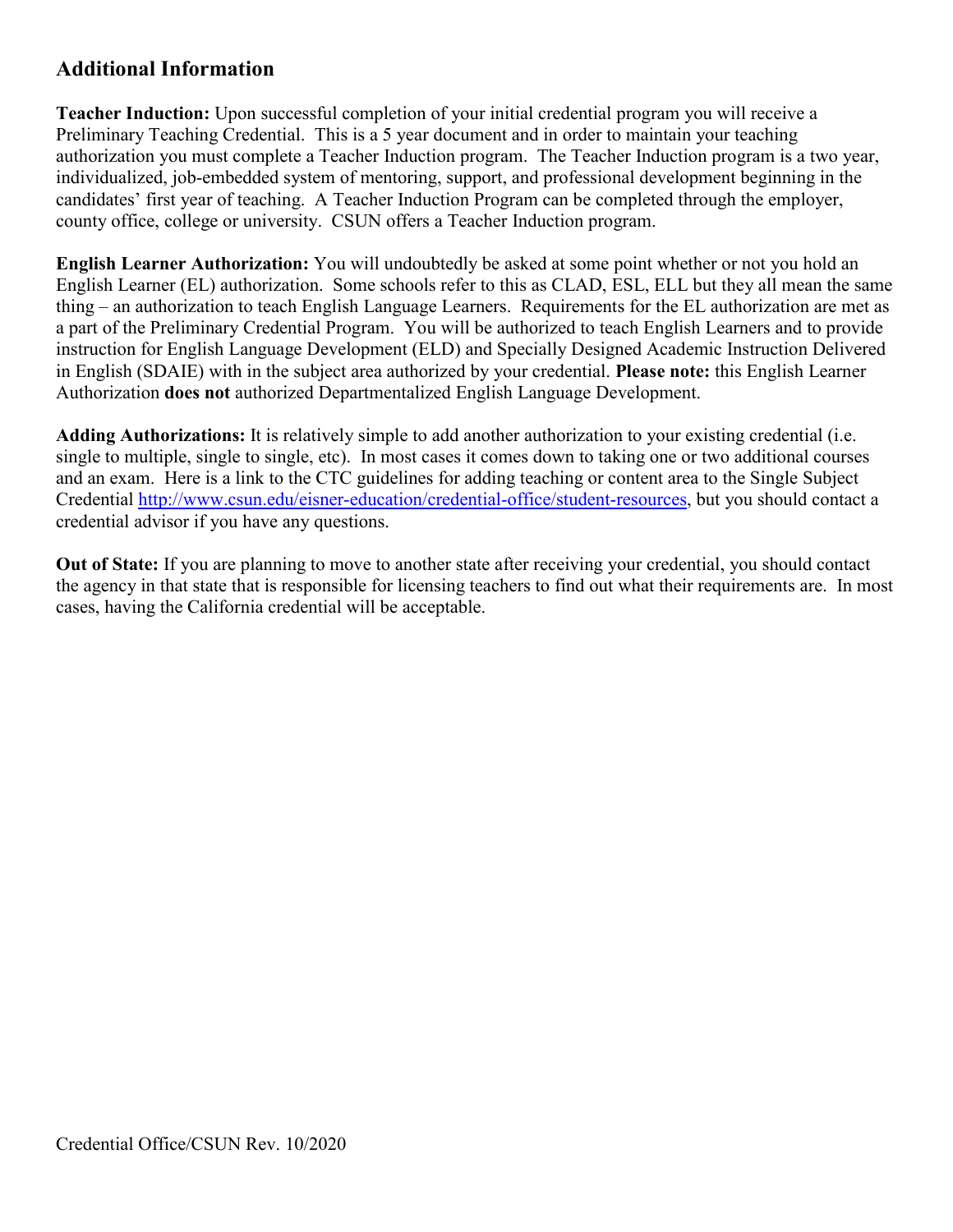## Additional Information

**Teacher Induction:** Upon successful completion of your initial credential program you will receive a Preliminary Teaching Credential. This is a 5 year document and in order to maintain your teaching authorization you must complete a Teacher Induction program. The Teacher Induction program is a two year, individualized, job-embedded system of mentoring, support, and professional development beginning in the candidates' first year of teaching. A Teacher Induction Program can be completed through the employer, county office, college or university. CSUN offers a Teacher Induction program.

**English Learner Authorization:** You will undoubtedly be asked at some point whether or not you hold an English Learner (EL) authorization. Some schools refer to this as CLAD, ESL, ELL but they all mean the same thing – an authorization to teach English Language Learners. Requirements for the EL authorization are met as a part of the Preliminary Credential Program. You will be authorized to teach English Learners and to provide instruction for English Language Development (ELD) and Specially Designed Academic Instruction Delivered in English (SDAIE) with in the subject area authorized by your credential. **Please note:** this English Learner Authorization **does not** authorized Departmentalized English Language Development.

**Adding Authorizations:** It is relatively simple to add another authorization to your existing credential (i.e. single to multiple, single to single, etc). In most cases it comes down to taking one or two additional courses and an exam. Here is a link to the CTC guidelines for adding teaching or content area to the Single Subject Credential http://www.csun.edu/eisner-education/credential-office/student-resources, but you should contact a credential advisor if you have any questions.

**Out of State:** If you are planning to move to another state after receiving your credential, you should contact the agency in that state that is responsible for licensing teachers to find out what their requirements are. In most cases, having the California credential will be acceptable.